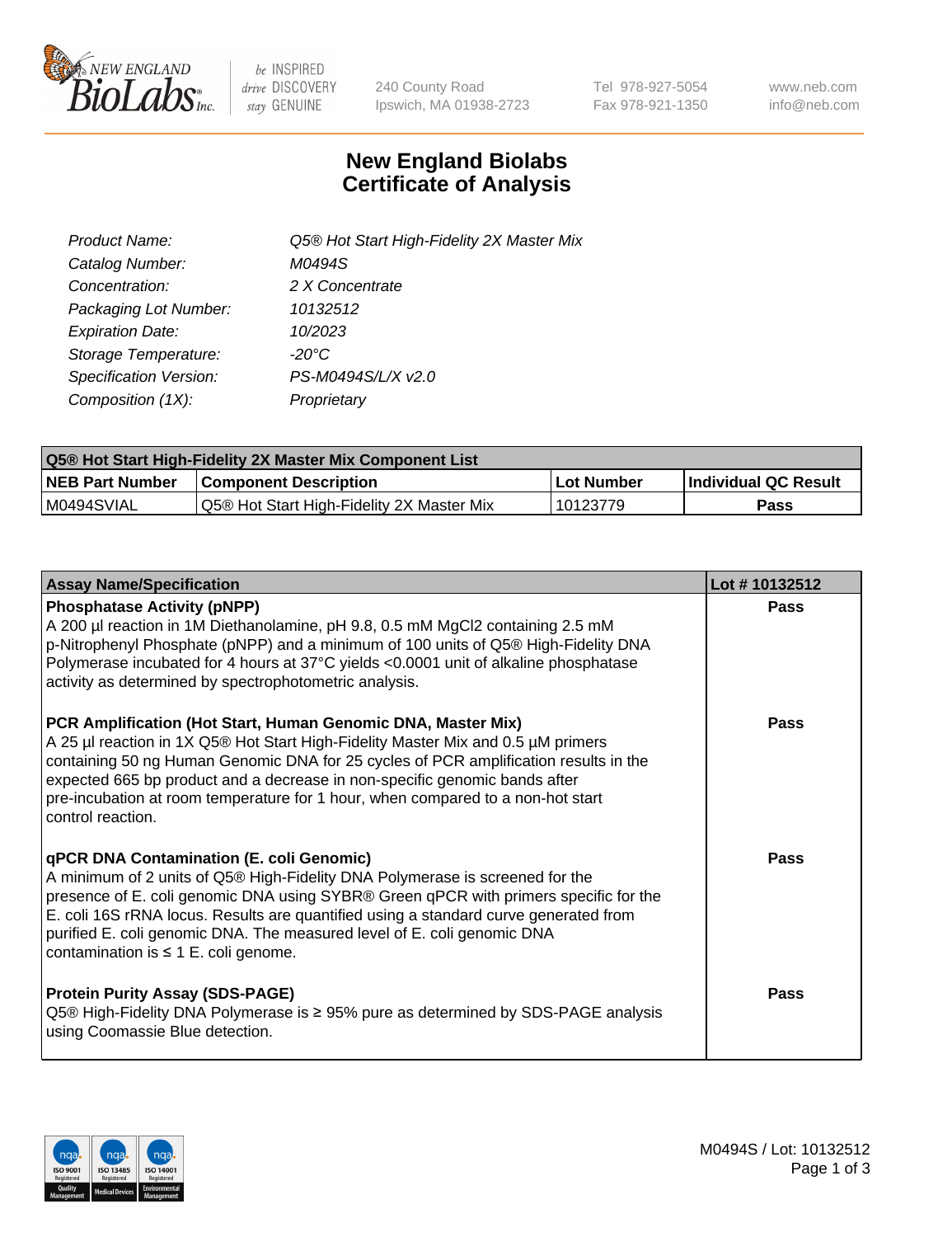# New England Biolabs Certificate of Analysis

| | |
|---|---|
| *Product Name:* | *Q5® Hot Start High-Fidelity 2X Master Mix* |
| *Catalog Number:* | *M0494S* |
| *Concentration:* | *2 X Concentrate* |
| *Packaging Lot Number:* | *10132512* |
| *Expiration Date:* | *10/2023* |
| *Storage Temperature:* | *-20°C* |
| *Specification Version:* | *PS-M0494S/L/X v2.0* |
| *Composition (1X):* | *Proprietary* |

| Q5® Hot Start High-Fidelity 2X Master Mix Component List | | | |
|---|---|---|---|
| **NEB Part Number** | **Component Description** | **Lot Number** | **Individual QC Result** |
| M0494SVIAL | Q5® Hot Start High-Fidelity 2X Master Mix | 10123779 | **Pass** |

| Assay Name/Specification | Lot # 10132512 |
|---|---|
| **Phosphatase Activity (pNPP)**<br>A 200 µl reaction in 1M Diethanolamine, pH 9.8, 0.5 mM MgCl2 containing 2.5 mM p-Nitrophenyl Phosphate (pNPP) and a minimum of 100 units of Q5® High-Fidelity DNA Polymerase incubated for 4 hours at 37°C yields <0.0001 unit of alkaline phosphatase activity as determined by spectrophotometric analysis. | **Pass** |
| **PCR Amplification (Hot Start, Human Genomic DNA, Master Mix)**<br>A 25 µl reaction in 1X Q5® Hot Start High-Fidelity Master Mix and 0.5 µM primers containing 50 ng Human Genomic DNA for 25 cycles of PCR amplification results in the expected 665 bp product and a decrease in non-specific genomic bands after pre-incubation at room temperature for 1 hour, when compared to a non-hot start control reaction. | **Pass** |
| **qPCR DNA Contamination (E. coli Genomic)**<br>A minimum of 2 units of Q5® High-Fidelity DNA Polymerase is screened for the presence of E. coli genomic DNA using SYBR® Green qPCR with primers specific for the E. coli 16S rRNA locus. Results are quantified using a standard curve generated from purified E. coli genomic DNA. The measured level of E. coli genomic DNA contamination is ≤ 1 E. coli genome. | **Pass** |
| **Protein Purity Assay (SDS-PAGE)**<br>Q5® High-Fidelity DNA Polymerase is ≥ 95% pure as determined by SDS-PAGE analysis using Coomassie Blue detection. | **Pass** |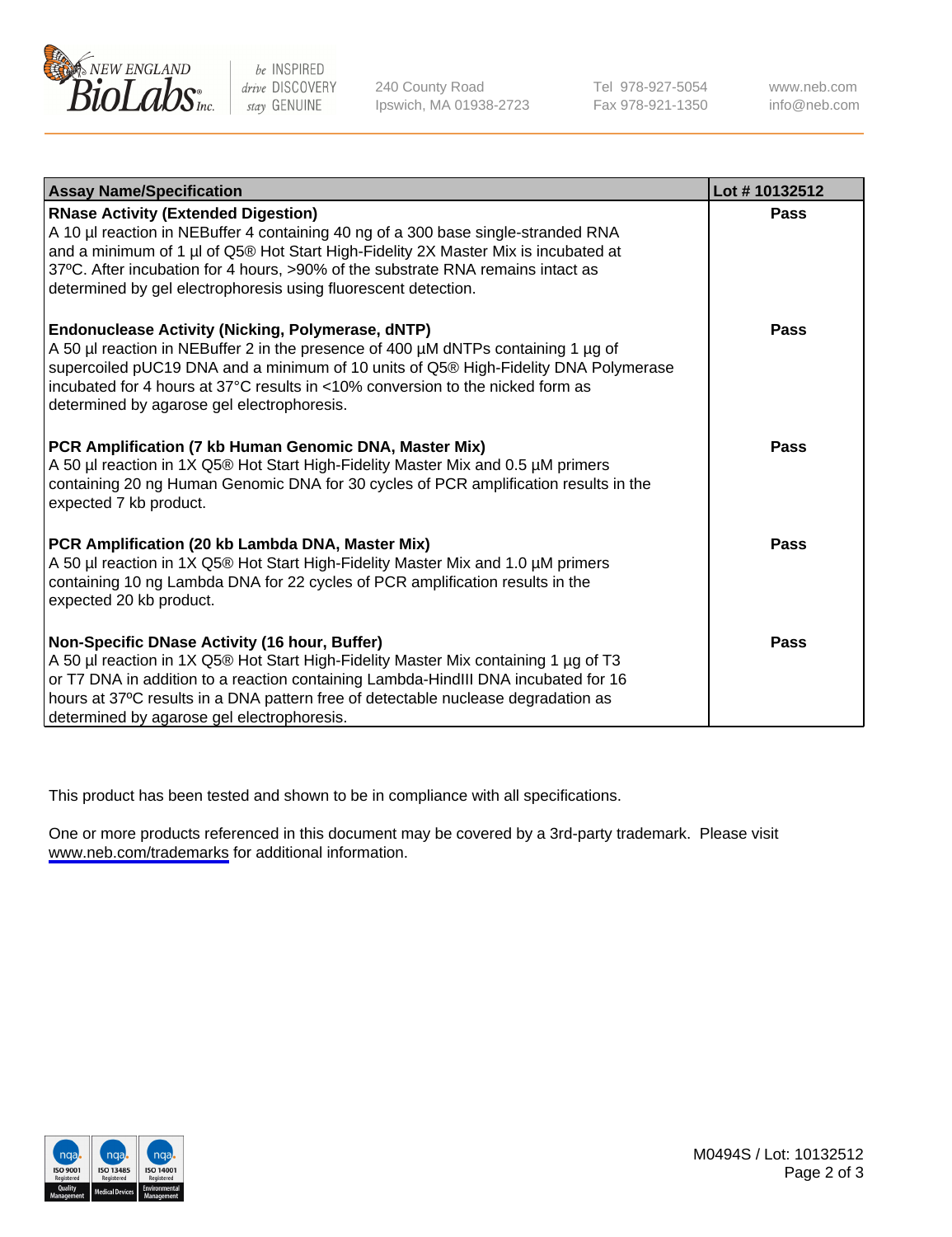| Assay Name/Specification | Lot # 10132512 |
|---|---|
| **RNase Activity (Extended Digestion)** A 10 µl reaction in NEBuffer 4 containing 40 ng of a 300 base single-stranded RNA and a minimum of 1 µl of Q5® Hot Start High-Fidelity 2X Master Mix is incubated at 37ºC. After incubation for 4 hours, >90% of the substrate RNA remains intact as determined by gel electrophoresis using fluorescent detection. | **Pass** |
| **Endonuclease Activity (Nicking, Polymerase, dNTP)** A 50 µl reaction in NEBuffer 2 in the presence of 400 µM dNTPs containing 1 µg of supercoiled pUC19 DNA and a minimum of 10 units of Q5® High-Fidelity DNA Polymerase incubated for 4 hours at 37°C results in <10% conversion to the nicked form as determined by agarose gel electrophoresis. | **Pass** |
| **PCR Amplification (7 kb Human Genomic DNA, Master Mix)** A 50 µl reaction in 1X Q5® Hot Start High-Fidelity Master Mix and 0.5 µM primers containing 20 ng Human Genomic DNA for 30 cycles of PCR amplification results in the expected 7 kb product. | **Pass** |
| **PCR Amplification (20 kb Lambda DNA, Master Mix)** A 50 µl reaction in 1X Q5® Hot Start High-Fidelity Master Mix and 1.0 µM primers containing 10 ng Lambda DNA for 22 cycles of PCR amplification results in the expected 20 kb product. | **Pass** |
| **Non-Specific DNase Activity (16 hour, Buffer)** A 50 µl reaction in 1X Q5® Hot Start High-Fidelity Master Mix containing 1 µg of T3 or T7 DNA in addition to a reaction containing Lambda-HindIII DNA incubated for 16 hours at 37ºC results in a DNA pattern free of detectable nuclease degradation as determined by agarose gel electrophoresis. | **Pass** |

This product has been tested and shown to be in compliance with all specifications.

One or more products referenced in this document may be covered by a 3rd-party trademark. Please visit www.neb.com/trademarks for additional information.

M0494S / Lot: 10132512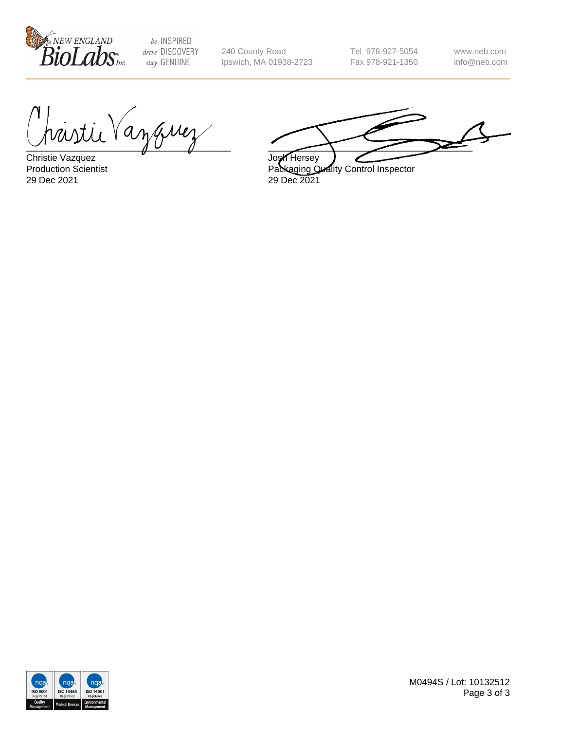Christie Vazquez
Production Scientist
29 Dec 2021

Josh Hersey
Packaging Quality Control Inspector
29 Dec 2021

M0494S / Lot: 10132512